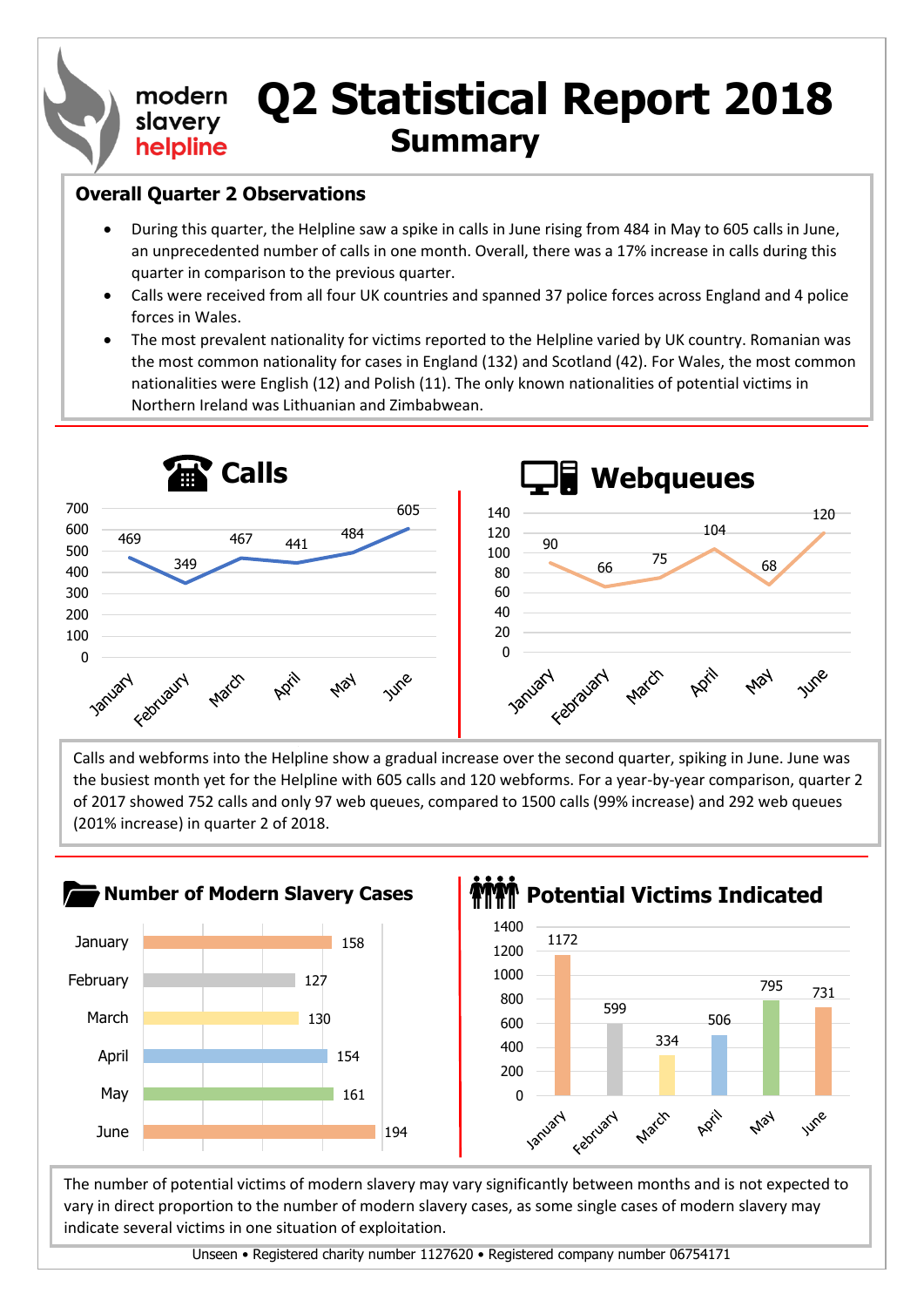# modern slavery helpline

# Q2 Statistical Report 2018

## Summary

### Overall Quarter 2 Observations

- During this quarter, the Helpline saw a spike in calls in June rising from 484 in May to 605 calls in June, an unprecedented number of calls in one month. Overall, there was a 17% increase in calls during this quarter in comparison to the previous quarter.
- Calls were received from all four UK countries and spanned 37 police forces across England and 4 police forces in Wales.
- The most prevalent nationality for victims reported to the Helpline varied by UK country. Romanian was the most common nationality for cases in England (132) and Scotland (42). For Wales, the most common nationalities were English (12) and Polish (11). The only known nationalities of potential victims in Northern Ireland was Lithuanian and Zimbabwean.

### Calls

| Month | Calls |
| --- | --- |
| January | 469 |
| February | 349 |
| March | 467 |
| April | 441 |
| May | 484 |
| June | 605 |

### Webqueues

| Month | Webqueues |
| --- | --- |
| January | 90 |
| February | 66 |
| March | 75 |
| April | 104 |
| May | 68 |
| June | 120 |

Calls and webforms into the Helpline show a gradual increase over the second quarter, spiking in June. June was the busiest month yet for the Helpline with 605 calls and 120 webforms. For a year-by-year comparison, quarter 2 of 2017 showed 752 calls and only 97 web queues, compared to 1500 calls (99% increase) and 292 web queues (201% increase) in quarter 2 of 2018.

### Number of Modern Slavery Cases

| Month | Cases |
| --- | --- |
| January | 158 |
| February | 127 |
| March | 130 |
| April | 154 |
| May | 161 |
| June | 194 |

### Potential Victims Indicated

| Month | Potential Victims |
| --- | --- |
| January | 1172 |
| February | 599 |
| March | 334 |
| April | 506 |
| May | 795 |
| June | 731 |

The number of potential victims of modern slavery may vary significantly between months and is not expected to vary in direct proportion to the number of modern slavery cases, as some single cases of modern slavery may indicate several victims in one situation of exploitation.

Unseen • Registered charity number 1127620 • Registered company number 06754171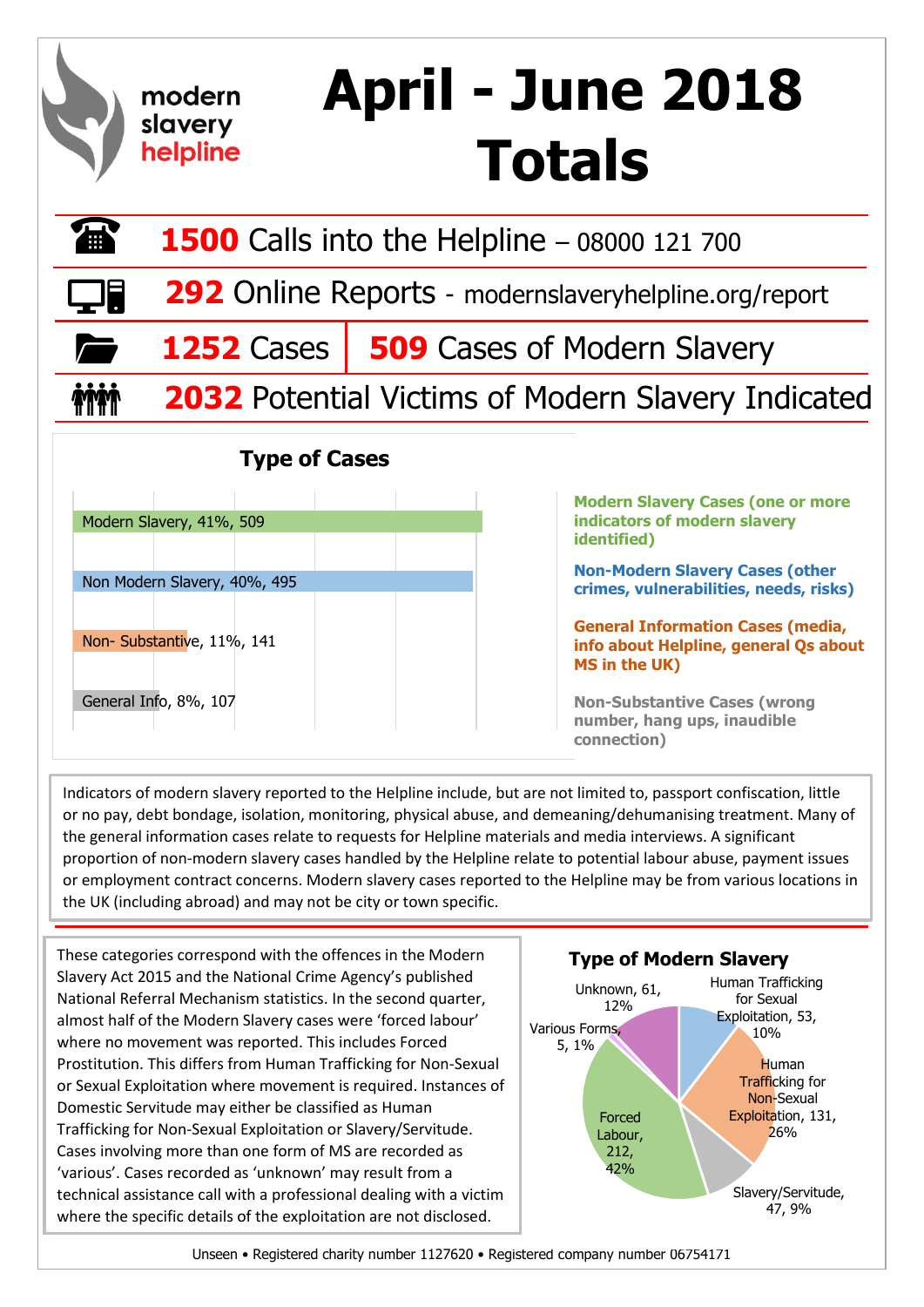# April - June 2018 Totals

modern slavery helpline

**1500** Calls into the Helpline – 08000 121 700

**292** Online Reports - modernslaveryhelpline.org/report

**1252** Cases | **509** Cases of Modern Slavery

**2032** Potential Victims of Modern Slavery Indicated

## Type of Cases

| Type | Percentage | Number |
|---|---|---|
| Modern Slavery | 41% | 509 |
| Non Modern Slavery | 40% | 495 |
| Non- Substantive | 11% | 141 |
| General Info | 8% | 107 |

**Modern Slavery Cases (one or more indicators of modern slavery identified)**

**Non-Modern Slavery Cases (other crimes, vulnerabilities, needs, risks)**

**General Information Cases (media, info about Helpline, general Qs about MS in the UK)**

**Non-Substantive Cases (wrong number, hang ups, inaudible connection)**

Indicators of modern slavery reported to the Helpline include, but are not limited to, passport confiscation, little or no pay, debt bondage, isolation, monitoring, physical abuse, and demeaning/dehumanising treatment. Many of the general information cases relate to requests for Helpline materials and media interviews. A significant proportion of non-modern slavery cases handled by the Helpline relate to potential labour abuse, payment issues or employment contract concerns. Modern slavery cases reported to the Helpline may be from various locations in the UK (including abroad) and may not be city or town specific.

These categories correspond with the offences in the Modern Slavery Act 2015 and the National Crime Agency's published National Referral Mechanism statistics. In the second quarter, almost half of the Modern Slavery cases were 'forced labour' where no movement was reported. This includes Forced Prostitution. This differs from Human Trafficking for Non-Sexual or Sexual Exploitation where movement is required. Instances of Domestic Servitude may either be classified as Human Trafficking for Non-Sexual Exploitation or Slavery/Servitude. Cases involving more than one form of MS are recorded as 'various'. Cases recorded as 'unknown' may result from a technical assistance call with a professional dealing with a victim where the specific details of the exploitation are not disclosed.

## Type of Modern Slavery

| Type | Number | Percentage |
|---|---|---|
| Human Trafficking for Sexual Exploitation | 53 | 10% |
| Human Trafficking for Non-Sexual Exploitation | 131 | 26% |
| Slavery/Servitude | 47 | 9% |
| Forced Labour | 212 | 42% |
| Various Forms | 5 | 1% |
| Unknown | 61 | 12% |

Unseen • Registered charity number 1127620 • Registered company number 06754171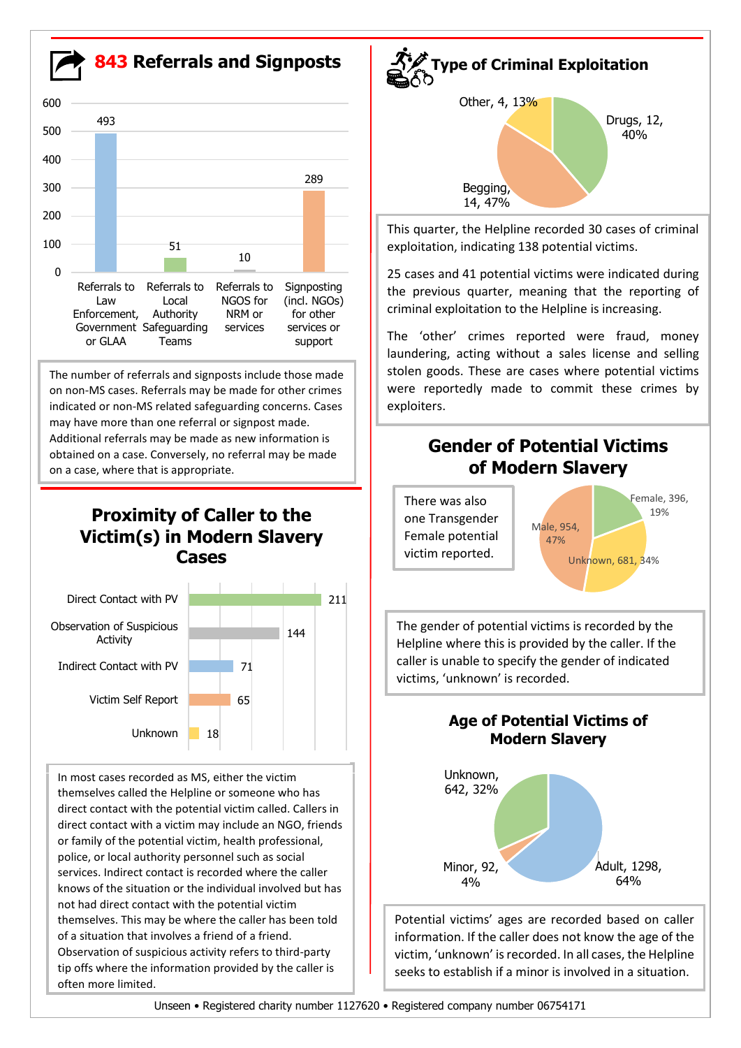## 843 Referrals and Signposts

| Category | Count |
|---|---|
| Referrals to Law Enforcement, Government or GLAA | 493 |
| Referrals to Local Authority Safeguarding Teams | 51 |
| Referrals to NGOS for NRM or services | 10 |
| Signposting (incl. NGOs) for other services or support | 289 |

The number of referrals and signposts include those made on non-MS cases. Referrals may be made for other crimes indicated or non-MS related safeguarding concerns. Cases may have more than one referral or signpost made. Additional referrals may be made as new information is obtained on a case. Conversely, no referral may be made on a case, where that is appropriate.

## Proximity of Caller to the Victim(s) in Modern Slavery Cases

| Proximity | Count |
|---|---|
| Direct Contact with PV | 211 |
| Observation of Suspicious Activity | 144 |
| Indirect Contact with PV | 71 |
| Victim Self Report | 65 |
| Unknown | 18 |

In most cases recorded as MS, either the victim themselves called the Helpline or someone who has direct contact with the potential victim called. Callers in direct contact with a victim may include an NGO, friends or family of the potential victim, health professional, police, or local authority personnel such as social services. Indirect contact is recorded where the caller knows of the situation or the individual involved but has not had direct contact with the potential victim themselves. This may be where the caller has been told of a situation that involves a friend of a friend. Observation of suspicious activity refers to third-party tip offs where the information provided by the caller is often more limited.

## Type of Criminal Exploitation

| Type | Count | % |
|---|---|---|
| Drugs | 12 | 40% |
| Begging | 14 | 47% |
| Other | 4 | 13% |

This quarter, the Helpline recorded 30 cases of criminal exploitation, indicating 138 potential victims.

25 cases and 41 potential victims were indicated during the previous quarter, meaning that the reporting of criminal exploitation to the Helpline is increasing.

The 'other' crimes reported were fraud, money laundering, acting without a sales license and selling stolen goods. These are cases where potential victims were reportedly made to commit these crimes by exploiters.

## Gender of Potential Victims of Modern Slavery

| Gender | Count | % |
|---|---|---|
| Female | 396 | 19% |
| Male | 954 | 47% |
| Unknown | 681 | 34% |

There was also one Transgender Female potential victim reported.

The gender of potential victims is recorded by the Helpline where this is provided by the caller. If the caller is unable to specify the gender of indicated victims, 'unknown' is recorded.

## Age of Potential Victims of Modern Slavery

| Age | Count | % |
|---|---|---|
| Adult | 1298 | 64% |
| Minor | 92 | 4% |
| Unknown | 642 | 32% |

Potential victims' ages are recorded based on caller information. If the caller does not know the age of the victim, 'unknown' is recorded. In all cases, the Helpline seeks to establish if a minor is involved in a situation.

Unseen • Registered charity number 1127620 • Registered company number 06754171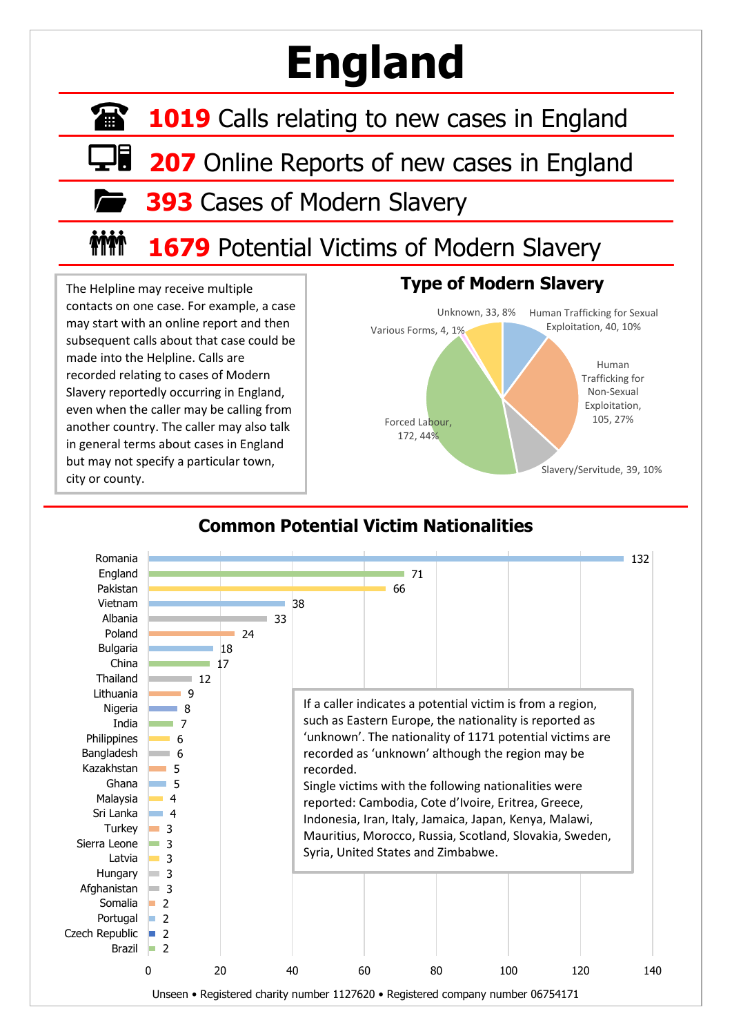# England

**1019** Calls relating to new cases in England

**207** Online Reports of new cases in England

**393** Cases of Modern Slavery

**1679** Potential Victims of Modern Slavery

The Helpline may receive multiple contacts on one case. For example, a case may start with an online report and then subsequent calls about that case could be made into the Helpline. Calls are recorded relating to cases of Modern Slavery reportedly occurring in England, even when the caller may be calling from another country. The caller may also talk in general terms about cases in England but may not specify a particular town, city or county.

## Type of Modern Slavery

| Type | Number | Percentage |
|---|---|---|
| Human Trafficking for Sexual Exploitation | 40 | 10% |
| Human Trafficking for Non-Sexual Exploitation | 105 | 27% |
| Slavery/Servitude | 39 | 10% |
| Forced Labour | 172 | 44% |
| Various Forms | 4 | 1% |
| Unknown | 33 | 8% |

## Common Potential Victim Nationalities

| Nationality | Number |
|---|---|
| Romania | 132 |
| England | 71 |
| Pakistan | 66 |
| Vietnam | 38 |
| Albania | 33 |
| Poland | 24 |
| Bulgaria | 18 |
| China | 17 |
| Thailand | 12 |
| Lithuania | 9 |
| Nigeria | 8 |
| India | 7 |
| Philippines | 6 |
| Bangladesh | 6 |
| Kazakhstan | 5 |
| Ghana | 5 |
| Malaysia | 4 |
| Sri Lanka | 4 |
| Turkey | 3 |
| Sierra Leone | 3 |
| Latvia | 3 |
| Hungary | 3 |
| Afghanistan | 3 |
| Somalia | 2 |
| Portugal | 2 |
| Czech Republic | 2 |
| Brazil | 2 |

If a caller indicates a potential victim is from a region, such as Eastern Europe, the nationality is reported as 'unknown'. The nationality of 1171 potential victims are recorded as 'unknown' although the region may be recorded.
Single victims with the following nationalities were reported: Cambodia, Cote d'Ivoire, Eritrea, Greece, Indonesia, Iran, Italy, Jamaica, Japan, Kenya, Malawi, Mauritius, Morocco, Russia, Scotland, Slovakia, Sweden, Syria, United States and Zimbabwe.

Unseen • Registered charity number 1127620 • Registered company number 06754171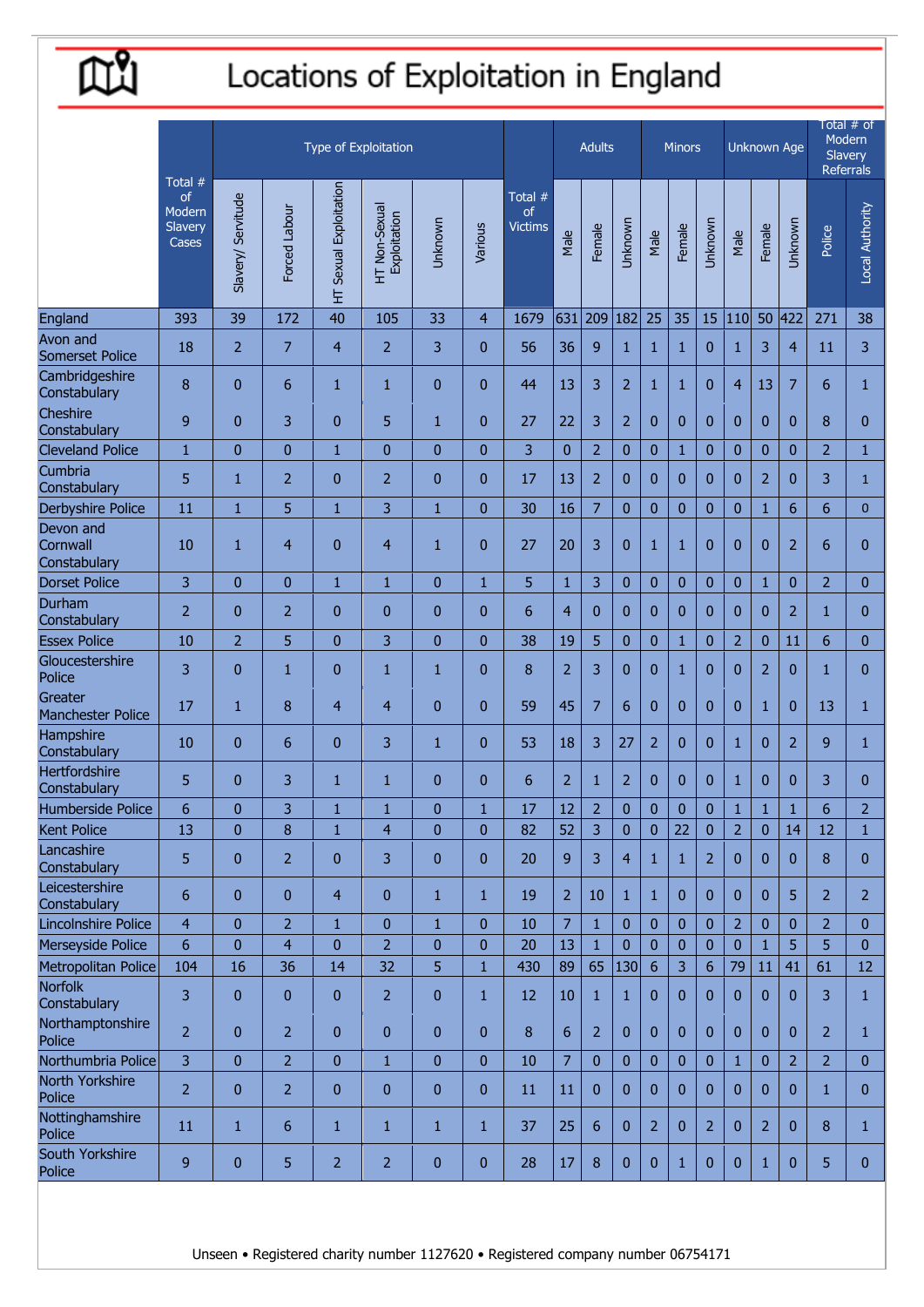# Locations of Exploitation in England

| | Total # of Modern Slavery Cases | Type of Exploitation | | | | | | Total # of Victims | Adults | | | Minors | | | Unknown Age | | | Total # of Modern Slavery Referrals | |
|---|---|---|---|---|---|---|---|---|---|---|---|---|---|---|---|---|---|---|---|
| | | Slavery/ Servitude | Forced Labour | HT Sexual Exploitation | HT Non-Sexual Exploitation | Unknown | Various | | Male | Female | Unknown | Male | Female | Unknown | Male | Female | Unknown | Police | Local Authority |
| England | 393 | 39 | 172 | 40 | 105 | 33 | 4 | 1679 | 631 | 209 | 182 | 25 | 35 | 15 | 110 | 50 | 422 | 271 | 38 |
| Avon and Somerset Police | 18 | 2 | 7 | 4 | 2 | 3 | 0 | 56 | 36 | 9 | 1 | 1 | 1 | 0 | 1 | 3 | 4 | 11 | 3 |
| Cambridgeshire Constabulary | 8 | 0 | 6 | 1 | 1 | 0 | 0 | 44 | 13 | 3 | 2 | 1 | 1 | 0 | 4 | 13 | 7 | 6 | 1 |
| Cheshire Constabulary | 9 | 0 | 3 | 0 | 5 | 1 | 0 | 27 | 22 | 3 | 2 | 0 | 0 | 0 | 0 | 0 | 0 | 8 | 0 |
| Cleveland Police | 1 | 0 | 0 | 1 | 0 | 0 | 0 | 3 | 0 | 2 | 0 | 0 | 1 | 0 | 0 | 0 | 0 | 2 | 1 |
| Cumbria Constabulary | 5 | 1 | 2 | 0 | 2 | 0 | 0 | 17 | 13 | 2 | 0 | 0 | 0 | 0 | 0 | 2 | 0 | 3 | 1 |
| Derbyshire Police | 11 | 1 | 5 | 1 | 3 | 1 | 0 | 30 | 16 | 7 | 0 | 0 | 0 | 0 | 0 | 1 | 6 | 6 | 0 |
| Devon and Cornwall Constabulary | 10 | 1 | 4 | 0 | 4 | 1 | 0 | 27 | 20 | 3 | 0 | 1 | 1 | 0 | 0 | 0 | 2 | 6 | 0 |
| Dorset Police | 3 | 0 | 0 | 1 | 1 | 0 | 1 | 5 | 1 | 3 | 0 | 0 | 0 | 0 | 0 | 1 | 0 | 2 | 0 |
| Durham Constabulary | 2 | 0 | 2 | 0 | 0 | 0 | 0 | 6 | 4 | 0 | 0 | 0 | 0 | 0 | 0 | 0 | 2 | 1 | 0 |
| Essex Police | 10 | 2 | 5 | 0 | 3 | 0 | 0 | 38 | 19 | 5 | 0 | 0 | 1 | 0 | 2 | 0 | 11 | 6 | 0 |
| Gloucestershire Police | 3 | 0 | 1 | 0 | 1 | 1 | 0 | 8 | 2 | 3 | 0 | 0 | 1 | 0 | 0 | 2 | 0 | 1 | 0 |
| Greater Manchester Police | 17 | 1 | 8 | 4 | 4 | 0 | 0 | 59 | 45 | 7 | 6 | 0 | 0 | 0 | 0 | 1 | 0 | 13 | 1 |
| Hampshire Constabulary | 10 | 0 | 6 | 0 | 3 | 1 | 0 | 53 | 18 | 3 | 27 | 2 | 0 | 0 | 1 | 0 | 2 | 9 | 1 |
| Hertfordshire Constabulary | 5 | 0 | 3 | 1 | 1 | 0 | 0 | 6 | 2 | 1 | 2 | 0 | 0 | 0 | 1 | 0 | 0 | 3 | 0 |
| Humberside Police | 6 | 0 | 3 | 1 | 1 | 0 | 1 | 17 | 12 | 2 | 0 | 0 | 0 | 0 | 1 | 1 | 1 | 6 | 2 |
| Kent Police | 13 | 0 | 8 | 1 | 4 | 0 | 0 | 82 | 52 | 3 | 0 | 0 | 22 | 0 | 2 | 0 | 14 | 12 | 1 |
| Lancashire Constabulary | 5 | 0 | 2 | 0 | 3 | 0 | 0 | 20 | 9 | 3 | 4 | 1 | 1 | 2 | 0 | 0 | 0 | 8 | 0 |
| Leicestershire Constabulary | 6 | 0 | 0 | 4 | 0 | 1 | 1 | 19 | 2 | 10 | 1 | 1 | 0 | 0 | 0 | 0 | 5 | 2 | 2 |
| Lincolnshire Police | 4 | 0 | 2 | 1 | 0 | 1 | 0 | 10 | 7 | 1 | 0 | 0 | 0 | 0 | 2 | 0 | 0 | 2 | 0 |
| Merseyside Police | 6 | 0 | 4 | 0 | 2 | 0 | 0 | 20 | 13 | 1 | 0 | 0 | 0 | 0 | 0 | 1 | 5 | 5 | 0 |
| Metropolitan Police | 104 | 16 | 36 | 14 | 32 | 5 | 1 | 430 | 89 | 65 | 130 | 6 | 3 | 6 | 79 | 11 | 41 | 61 | 12 |
| Norfolk Constabulary | 3 | 0 | 0 | 0 | 2 | 0 | 1 | 12 | 10 | 1 | 1 | 0 | 0 | 0 | 0 | 0 | 0 | 3 | 1 |
| Northamptonshire Police | 2 | 0 | 2 | 0 | 0 | 0 | 0 | 8 | 6 | 2 | 0 | 0 | 0 | 0 | 0 | 0 | 0 | 2 | 1 |
| Northumbria Police | 3 | 0 | 2 | 0 | 1 | 0 | 0 | 10 | 7 | 0 | 0 | 0 | 0 | 0 | 1 | 0 | 2 | 2 | 0 |
| North Yorkshire Police | 2 | 0 | 2 | 0 | 0 | 0 | 0 | 11 | 11 | 0 | 0 | 0 | 0 | 0 | 0 | 0 | 0 | 1 | 0 |
| Nottinghamshire Police | 11 | 1 | 6 | 1 | 1 | 1 | 1 | 37 | 25 | 6 | 0 | 2 | 0 | 2 | 0 | 2 | 0 | 8 | 1 |
| South Yorkshire Police | 9 | 0 | 5 | 2 | 2 | 0 | 0 | 28 | 17 | 8 | 0 | 0 | 1 | 0 | 0 | 1 | 0 | 5 | 0 |

Unseen • Registered charity number 1127620 • Registered company number 06754171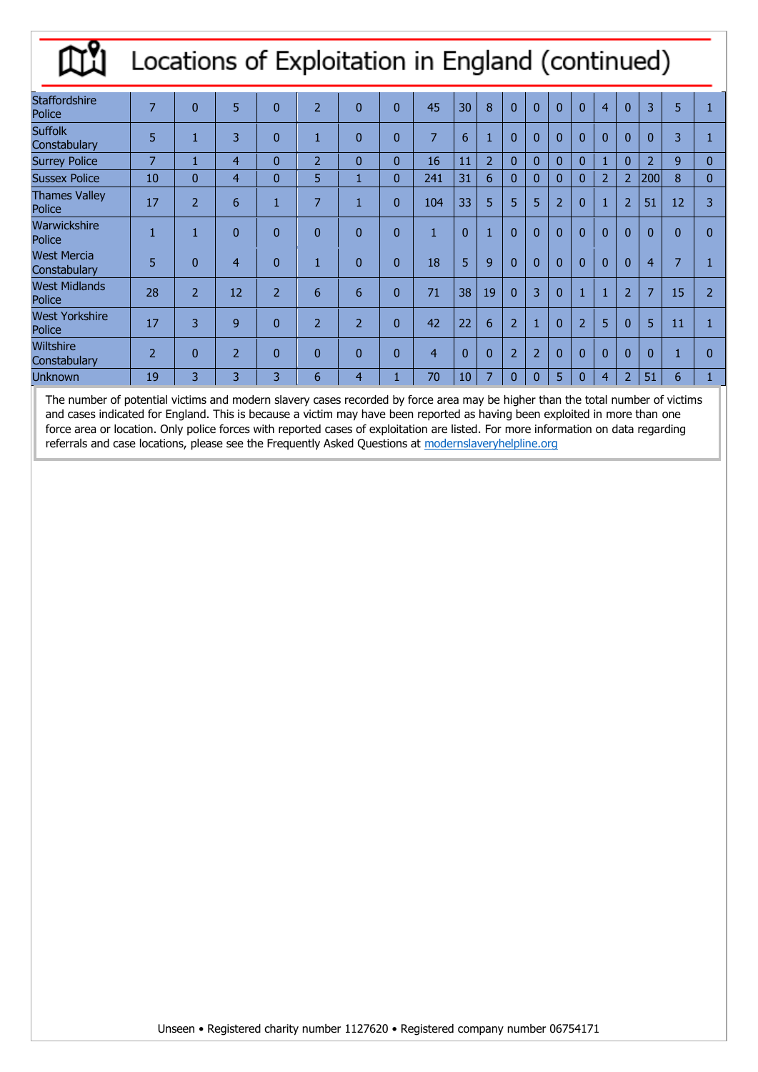# Locations of Exploitation in England (continued)

| | | | | | | | | | | | | | | | | | | | |
|---|---|---|---|---|---|---|---|---|---|---|---|---|---|---|---|---|---|---|---|
| Staffordshire Police | 7 | 0 | 5 | 0 | 2 | 0 | 0 | 45 | 30 | 8 | 0 | 0 | 0 | 0 | 4 | 0 | 3 | 5 | 1 |
| Suffolk Constabulary | 5 | 1 | 3 | 0 | 1 | 0 | 0 | 7 | 6 | 1 | 0 | 0 | 0 | 0 | 0 | 0 | 0 | 3 | 1 |
| Surrey Police | 7 | 1 | 4 | 0 | 2 | 0 | 0 | 16 | 11 | 2 | 0 | 0 | 0 | 0 | 1 | 0 | 2 | 9 | 0 |
| Sussex Police | 10 | 0 | 4 | 0 | 5 | 1 | 0 | 241 | 31 | 6 | 0 | 0 | 0 | 0 | 2 | 2 | 200 | 8 | 0 |
| Thames Valley Police | 17 | 2 | 6 | 1 | 7 | 1 | 0 | 104 | 33 | 5 | 5 | 5 | 2 | 0 | 1 | 2 | 51 | 12 | 3 |
| Warwickshire Police | 1 | 1 | 0 | 0 | 0 | 0 | 0 | 1 | 0 | 1 | 0 | 0 | 0 | 0 | 0 | 0 | 0 | 0 | 0 |
| West Mercia Constabulary | 5 | 0 | 4 | 0 | 1 | 0 | 0 | 18 | 5 | 9 | 0 | 0 | 0 | 0 | 0 | 0 | 4 | 7 | 1 |
| West Midlands Police | 28 | 2 | 12 | 2 | 6 | 6 | 0 | 71 | 38 | 19 | 0 | 3 | 0 | 1 | 1 | 2 | 7 | 15 | 2 |
| West Yorkshire Police | 17 | 3 | 9 | 0 | 2 | 2 | 0 | 42 | 22 | 6 | 2 | 1 | 0 | 2 | 5 | 0 | 5 | 11 | 1 |
| Wiltshire Constabulary | 2 | 0 | 2 | 0 | 0 | 0 | 0 | 4 | 0 | 0 | 2 | 2 | 0 | 0 | 0 | 0 | 0 | 1 | 0 |
| Unknown | 19 | 3 | 3 | 3 | 6 | 4 | 1 | 70 | 10 | 7 | 0 | 0 | 5 | 0 | 4 | 2 | 51 | 6 | 1 |

The number of potential victims and modern slavery cases recorded by force area may be higher than the total number of victims and cases indicated for England. This is because a victim may have been reported as having been exploited in more than one force area or location. Only police forces with reported cases of exploitation are listed. For more information on data regarding referrals and case locations, please see the Frequently Asked Questions at modernslaveryhelpline.org

Unseen • Registered charity number 1127620 • Registered company number 06754171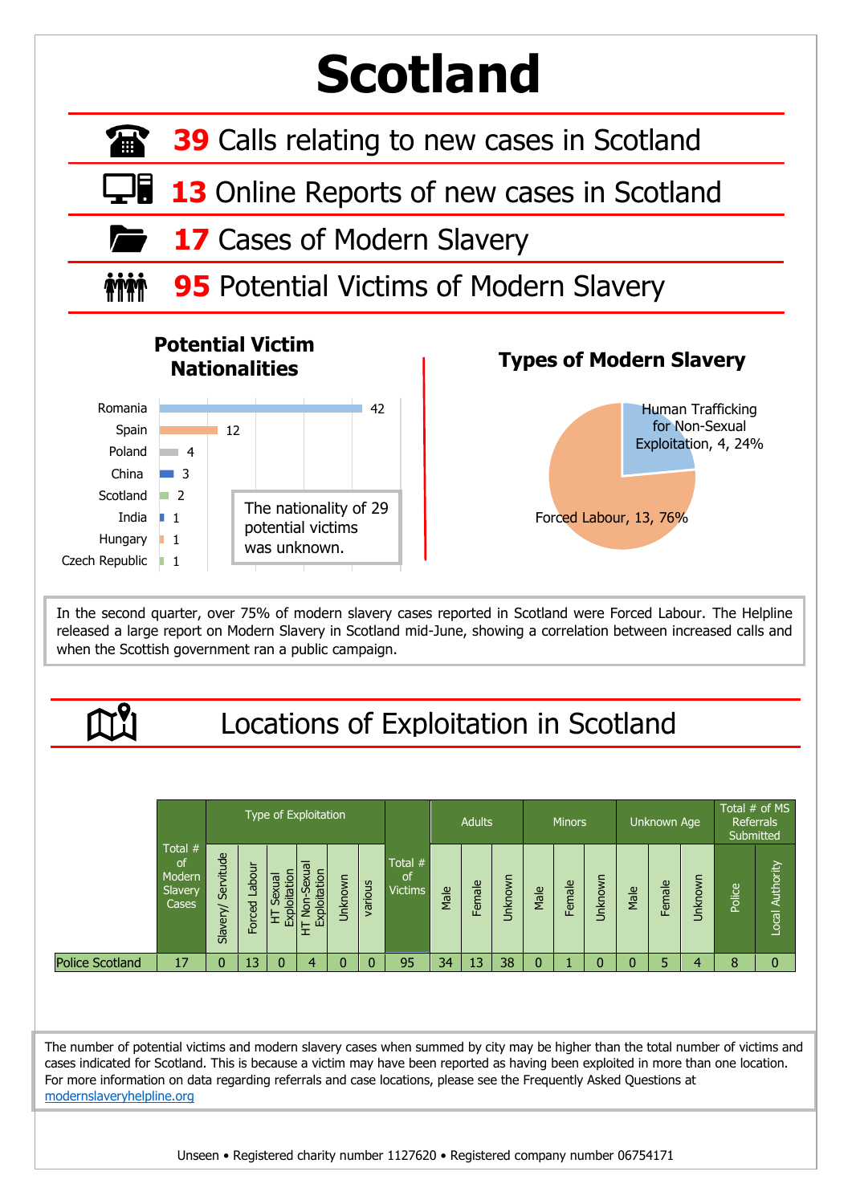# Scotland

**39** Calls relating to new cases in Scotland

**13** Online Reports of new cases in Scotland

**17** Cases of Modern Slavery

**95** Potential Victims of Modern Slavery

## Potential Victim Nationalities

| Nationality | Count |
|---|---|
| Romania | 42 |
| Spain | 12 |
| Poland | 4 |
| China | 3 |
| Scotland | 2 |
| India | 1 |
| Hungary | 1 |
| Czech Republic | 1 |

The nationality of 29 potential victims was unknown.

## Types of Modern Slavery

- Human Trafficking for Non-Sexual Exploitation, 4, 24%
- Forced Labour, 13, 76%

In the second quarter, over 75% of modern slavery cases reported in Scotland were Forced Labour. The Helpline released a large report on Modern Slavery in Scotland mid-June, showing a correlation between increased calls and when the Scottish government ran a public campaign.

## Locations of Exploitation in Scotland

| | Total # of Modern Slavery Cases | Type of Exploitation | | | | | | Total # of Victims | Adults | | | Minors | | | Unknown Age | | | Total # of MS Referrals Submitted | |
|---|---|---|---|---|---|---|---|---|---|---|---|---|---|---|---|---|---|---|---|
| | | Slavery/ Servitude | Forced Labour | HT Sexual Exploitation | HT Non-Sexual Exploitation | Unknown | various | | Male | Female | Unknown | Male | Female | Unknown | Male | Female | Unknown | Police | Local Authority |
| Police Scotland | 17 | 0 | 13 | 0 | 4 | 0 | 0 | 95 | 34 | 13 | 38 | 0 | 1 | 0 | 0 | 5 | 4 | 8 | 0 |

The number of potential victims and modern slavery cases when summed by city may be higher than the total number of victims and cases indicated for Scotland. This is because a victim may have been reported as having been exploited in more than one location. For more information on data regarding referrals and case locations, please see the Frequently Asked Questions at modernslaveryhelpline.org

Unseen • Registered charity number 1127620 • Registered company number 06754171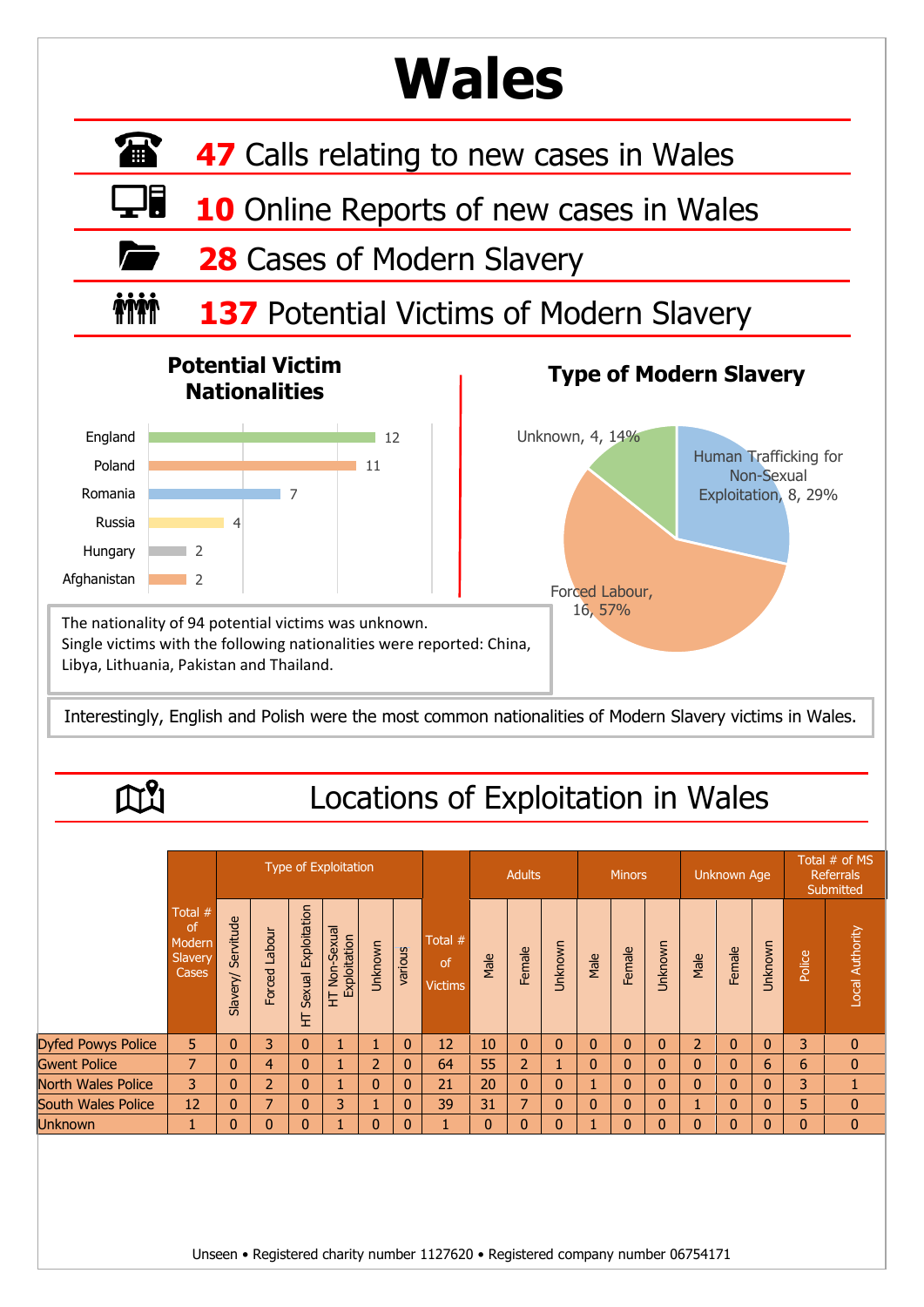# Wales

**47** Calls relating to new cases in Wales

**10** Online Reports of new cases in Wales

**28** Cases of Modern Slavery

**137** Potential Victims of Modern Slavery

## Potential Victim Nationalities

| Nationality | Count |
|---|---|
| England | 12 |
| Poland | 11 |
| Romania | 7 |
| Russia | 4 |
| Hungary | 2 |
| Afghanistan | 2 |

The nationality of 94 potential victims was unknown.
Single victims with the following nationalities were reported: China, Libya, Lithuania, Pakistan and Thailand.

## Type of Modern Slavery

| Type | Count | % |
|---|---|---|
| Human Trafficking for Non-Sexual Exploitation | 8 | 29% |
| Forced Labour | 16 | 57% |
| Unknown | 4 | 14% |

Interestingly, English and Polish were the most common nationalities of Modern Slavery victims in Wales.

## Locations of Exploitation in Wales

| | Total # of Modern Slavery Cases | Type of Exploitation | | | | | | Total # of Victims | Adults | | | Minors | | | Unknown Age | | | Total # of MS Referrals Submitted | |
|---|---|---|---|---|---|---|---|---|---|---|---|---|---|---|---|---|---|---|---|
| | | Slavery/ Servitude | Forced Labour | HT Sexual Exploitation | HT Non-Sexual Exploitation | Unknown | various | | Male | Female | Unknown | Male | Female | Unknown | Male | Female | Unknown | Police | Local Authority |
| Dyfed Powys Police | 5 | 0 | 3 | 0 | 1 | 1 | 0 | 12 | 10 | 0 | 0 | 0 | 0 | 0 | 2 | 0 | 0 | 3 | 0 |
| Gwent Police | 7 | 0 | 4 | 0 | 1 | 2 | 0 | 64 | 55 | 2 | 1 | 0 | 0 | 0 | 0 | 0 | 6 | 6 | 0 |
| North Wales Police | 3 | 0 | 2 | 0 | 1 | 0 | 0 | 21 | 20 | 0 | 0 | 1 | 0 | 0 | 0 | 0 | 0 | 3 | 1 |
| South Wales Police | 12 | 0 | 7 | 0 | 3 | 1 | 0 | 39 | 31 | 7 | 0 | 0 | 0 | 0 | 1 | 0 | 0 | 5 | 0 |
| Unknown | 1 | 0 | 0 | 0 | 1 | 0 | 0 | 1 | 0 | 0 | 0 | 1 | 0 | 0 | 0 | 0 | 0 | 0 | 0 |

Unseen • Registered charity number 1127620 • Registered company number 06754171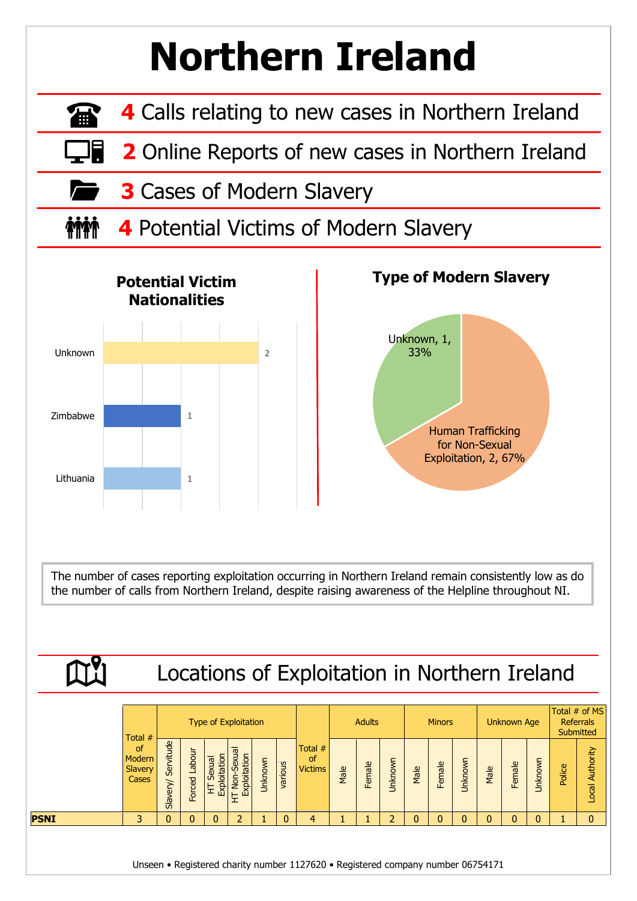# Northern Ireland

**4** Calls relating to new cases in Northern Ireland

**2** Online Reports of new cases in Northern Ireland

**3** Cases of Modern Slavery

**4** Potential Victims of Modern Slavery

### Potential Victim Nationalities

| Nationality | Count |
|---|---|
| Unknown | 2 |
| Zimbabwe | 1 |
| Lithuania | 1 |

### Type of Modern Slavery

| Type | Count | % |
|---|---|---|
| Human Trafficking for Non-Sexual Exploitation | 2 | 67% |
| Unknown | 1 | 33% |

The number of cases reporting exploitation occurring in Northern Ireland remain consistently low as do the number of calls from Northern Ireland, despite raising awareness of the Helpline throughout NI.

## Locations of Exploitation in Northern Ireland

| | Total # of Modern Slavery Cases | Type of Exploitation | | | | | | Total # of Victims | Adults | | | Minors | | | Unknown Age | | | Total # of MS Referrals Submitted | |
|---|---|---|---|---|---|---|---|---|---|---|---|---|---|---|---|---|---|---|---|
| | | Slavery/ Servitude | Forced Labour | HT Sexual Exploitation | HT Non-Sexual Exploitation | Unknown | various | | Male | Female | Unknown | Male | Female | Unknown | Male | Female | Unknown | Police | Local Authority |
| **PSNI** | 3 | 0 | 0 | 0 | 2 | 1 | 0 | 4 | 1 | 1 | 2 | 0 | 0 | 0 | 0 | 0 | 0 | 1 | 0 |

Unseen • Registered charity number 1127620 • Registered company number 06754171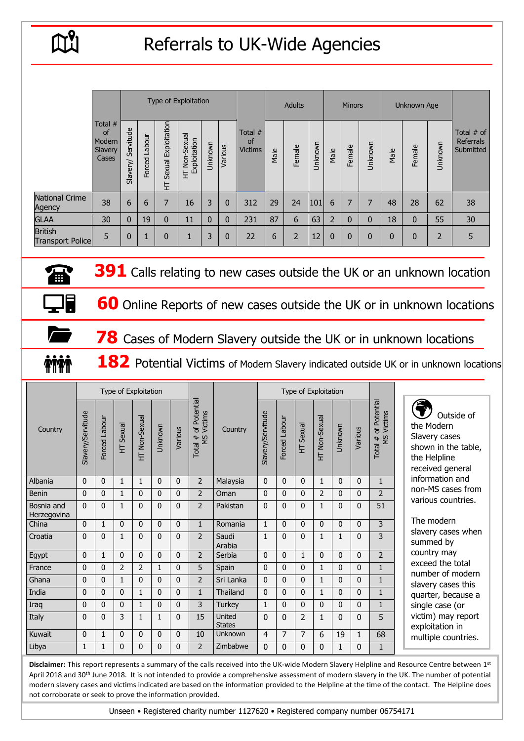# Referrals to UK-Wide Agencies

| | Total # of Modern Slavery Cases | Type of Exploitation | | | | | | Total # of Victims | Adults | | | Minors | | | Unknown Age | | | Total # of Referrals Submitted |
|---|---|---|---|---|---|---|---|---|---|---|---|---|---|---|---|---|---|---|
| | | Slavery/ Servitude | Forced Labour | HT Sexual Exploitation | HT Non-Sexual Exploitation | Unknown | Various | | Male | Female | Unknown | Male | Female | Unknown | Male | Female | Unknown | |
| National Crime Agency | 38 | 6 | 6 | 7 | 16 | 3 | 0 | 312 | 29 | 24 | 101 | 6 | 7 | 7 | 48 | 28 | 62 | 38 |
| GLAA | 30 | 0 | 19 | 0 | 11 | 0 | 0 | 231 | 87 | 6 | 63 | 2 | 0 | 0 | 18 | 0 | 55 | 30 |
| British Transport Police | 5 | 0 | 1 | 0 | 1 | 3 | 0 | 22 | 6 | 2 | 12 | 0 | 0 | 0 | 0 | 0 | 2 | 5 |

**391** Calls relating to new cases outside the UK or an unknown location

**60** Online Reports of new cases outside the UK or in unknown locations

**78** Cases of Modern Slavery outside the UK or in unknown locations

**182** Potential Victims of Modern Slavery indicated outside UK or in unknown locations

| Country | Type of Exploitation | | | | | | Total # of Potential MS Victims | Country | Type of Exploitation | | | | | | Total # of Potential MS Victims |
|---|---|---|---|---|---|---|---|---|---|---|---|---|---|---|---|
| | Slavery/Servitude | Forced Labour | HT Sexual | HT Non-Sexual | Unknown | Various | | | Slavery/Servitude | Forced Labour | HT Sexual | HT Non-Sexual | Unknown | Various | |
| Albania | 0 | 0 | 1 | 1 | 0 | 0 | 2 | Malaysia | 0 | 0 | 0 | 1 | 0 | 0 | 1 |
| Benin | 0 | 0 | 1 | 0 | 0 | 0 | 2 | Oman | 0 | 0 | 0 | 2 | 0 | 0 | 2 |
| Bosnia and Herzegovina | 0 | 0 | 1 | 0 | 0 | 0 | 2 | Pakistan | 0 | 0 | 0 | 1 | 0 | 0 | 51 |
| China | 0 | 1 | 0 | 0 | 0 | 0 | 1 | Romania | 1 | 0 | 0 | 0 | 0 | 0 | 3 |
| Croatia | 0 | 0 | 1 | 0 | 0 | 0 | 2 | Saudi Arabia | 1 | 0 | 0 | 1 | 1 | 0 | 3 |
| Egypt | 0 | 1 | 0 | 0 | 0 | 0 | 2 | Serbia | 0 | 0 | 1 | 0 | 0 | 0 | 2 |
| France | 0 | 0 | 2 | 2 | 1 | 0 | 5 | Spain | 0 | 0 | 0 | 1 | 0 | 0 | 1 |
| Ghana | 0 | 0 | 1 | 0 | 0 | 0 | 2 | Sri Lanka | 0 | 0 | 0 | 1 | 0 | 0 | 1 |
| India | 0 | 0 | 0 | 1 | 0 | 0 | 1 | Thailand | 0 | 0 | 0 | 1 | 0 | 0 | 1 |
| Iraq | 0 | 0 | 0 | 1 | 0 | 0 | 3 | Turkey | 1 | 0 | 0 | 0 | 0 | 0 | 1 |
| Italy | 0 | 0 | 3 | 1 | 1 | 0 | 15 | United States | 0 | 0 | 2 | 1 | 0 | 0 | 5 |
| Kuwait | 0 | 1 | 0 | 0 | 0 | 0 | 10 | Unknown | 4 | 7 | 7 | 6 | 19 | 1 | 68 |
| Libya | 1 | 1 | 0 | 0 | 0 | 0 | 2 | Zimbabwe | 0 | 0 | 0 | 0 | 1 | 0 | 1 |

Outside of the Modern Slavery cases shown in the table, the Helpline received general information and non-MS cases from various countries.

The modern slavery cases when summed by country may exceed the total number of modern slavery cases this quarter, because a single case (or victim) may report exploitation in multiple countries.

**Disclaimer:** This report represents a summary of the calls received into the UK-wide Modern Slavery Helpline and Resource Centre between 1st April 2018 and 30th June 2018. It is not intended to provide a comprehensive assessment of modern slavery in the UK. The number of potential modern slavery cases and victims indicated are based on the information provided to the Helpline at the time of the contact. The Helpline does not corroborate or seek to prove the information provided.

Unseen • Registered charity number 1127620 • Registered company number 06754171